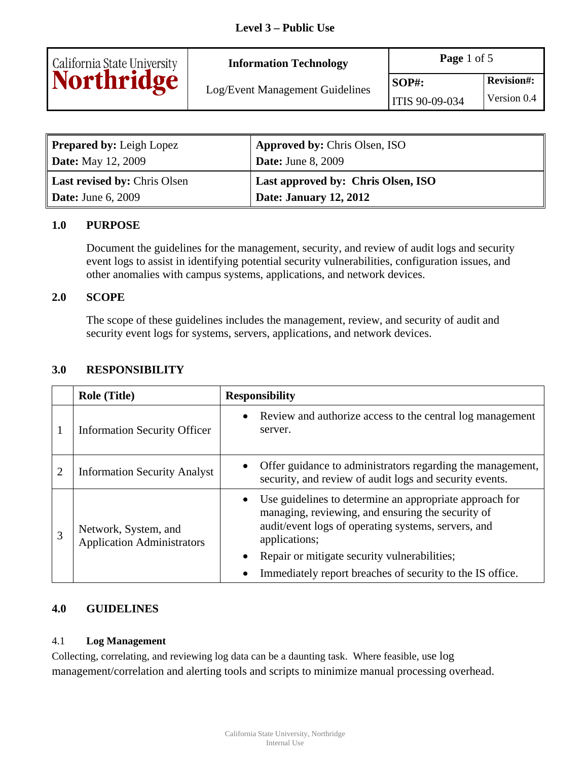**Level 3 – Public Use**

| California State University Northridge | **Information Technology**<br>Log/Event Management Guidelines | **Page** 1 of 5 | |
|---|---|---|---|
| | | **SOP#:**<br>ITIS 90-09-034 | **Revision#:**<br>Version 0.4 |

| | |
|---|---|
| **Prepared by:** Leigh Lopez<br>**Date:** May 12, 2009 | **Approved by:** Chris Olsen, ISO<br>**Date:** June 8, 2009 |
| **Last revised by:** Chris Olsen<br>**Date:** June 6, 2009 | **Last approved by: Chris Olsen, ISO**<br>**Date: January 12, 2012** |

## 1.0 PURPOSE

Document the guidelines for the management, security, and review of audit logs and security event logs to assist in identifying potential security vulnerabilities, configuration issues, and other anomalies with campus systems, applications, and network devices.

## 2.0 SCOPE

The scope of these guidelines includes the management, review, and security of audit and security event logs for systems, servers, applications, and network devices.

## 3.0 RESPONSIBILITY

| | Role (Title) | Responsibility |
|---|---|---|
| 1 | Information Security Officer | • Review and authorize access to the central log management server. |
| 2 | Information Security Analyst | • Offer guidance to administrators regarding the management, security, and review of audit logs and security events. |
| 3 | Network, System, and Application Administrators | • Use guidelines to determine an appropriate approach for managing, reviewing, and ensuring the security of audit/event logs of operating systems, servers, and applications;<br>• Repair or mitigate security vulnerabilities;<br>• Immediately report breaches of security to the IS office. |

## 4.0 GUIDELINES

### 4.1 Log Management

Collecting, correlating, and reviewing log data can be a daunting task. Where feasible, use log management/correlation and alerting tools and scripts to minimize manual processing overhead.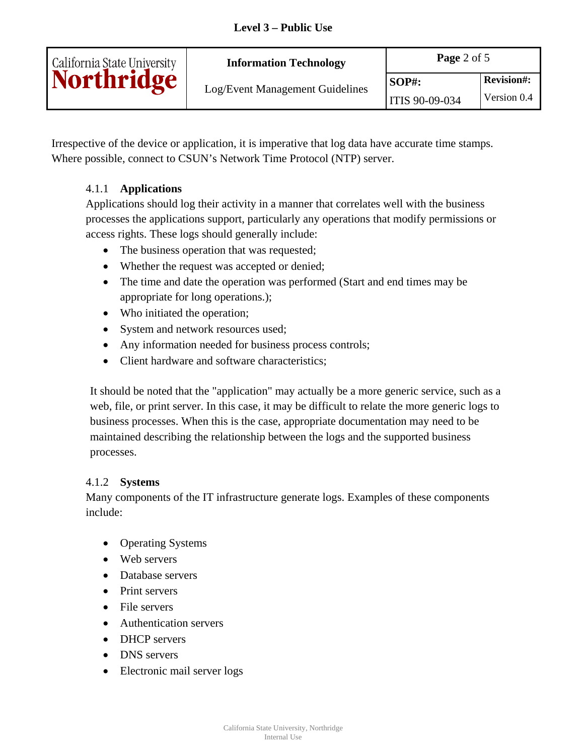Irrespective of the device or application, it is imperative that log data have accurate time stamps. Where possible, connect to CSUN's Network Time Protocol (NTP) server.

#### 4.1.1 Applications

Applications should log their activity in a manner that correlates well with the business processes the applications support, particularly any operations that modify permissions or access rights. These logs should generally include:

- The business operation that was requested;
- Whether the request was accepted or denied;
- The time and date the operation was performed (Start and end times may be appropriate for long operations.);
- Who initiated the operation;
- System and network resources used;
- Any information needed for business process controls;
- Client hardware and software characteristics;

It should be noted that the "application" may actually be a more generic service, such as a web, file, or print server. In this case, it may be difficult to relate the more generic logs to business processes. When this is the case, appropriate documentation may need to be maintained describing the relationship between the logs and the supported business processes.

#### 4.1.2 Systems

Many components of the IT infrastructure generate logs. Examples of these components include:

- Operating Systems
- Web servers
- Database servers
- Print servers
- File servers
- Authentication servers
- DHCP servers
- DNS servers
- Electronic mail server logs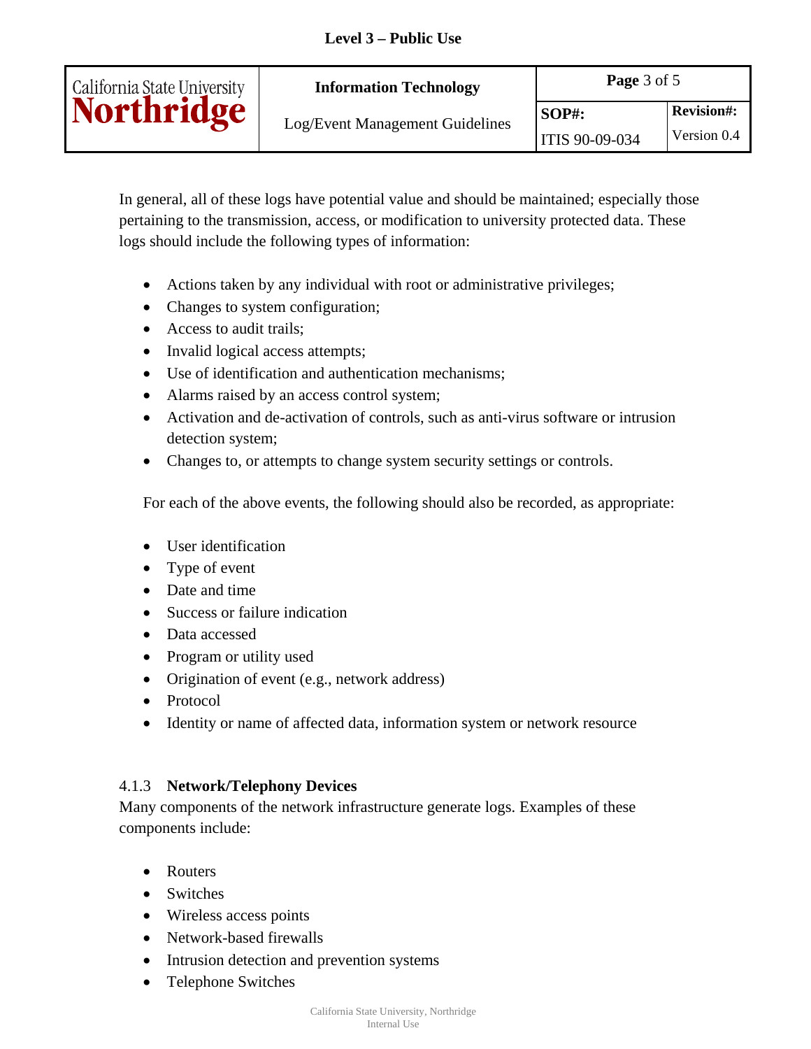In general, all of these logs have potential value and should be maintained; especially those pertaining to the transmission, access, or modification to university protected data. These logs should include the following types of information:

- Actions taken by any individual with root or administrative privileges;
- Changes to system configuration;
- Access to audit trails;
- Invalid logical access attempts;
- Use of identification and authentication mechanisms;
- Alarms raised by an access control system;
- Activation and de-activation of controls, such as anti-virus software or intrusion detection system;
- Changes to, or attempts to change system security settings or controls.

For each of the above events, the following should also be recorded, as appropriate:

- User identification
- Type of event
- Date and time
- Success or failure indication
- Data accessed
- Program or utility used
- Origination of event (e.g., network address)
- Protocol
- Identity or name of affected data, information system or network resource

### 4.1.3 **Network/Telephony Devices**

Many components of the network infrastructure generate logs. Examples of these components include:

- Routers
- Switches
- Wireless access points
- Network-based firewalls
- Intrusion detection and prevention systems
- Telephone Switches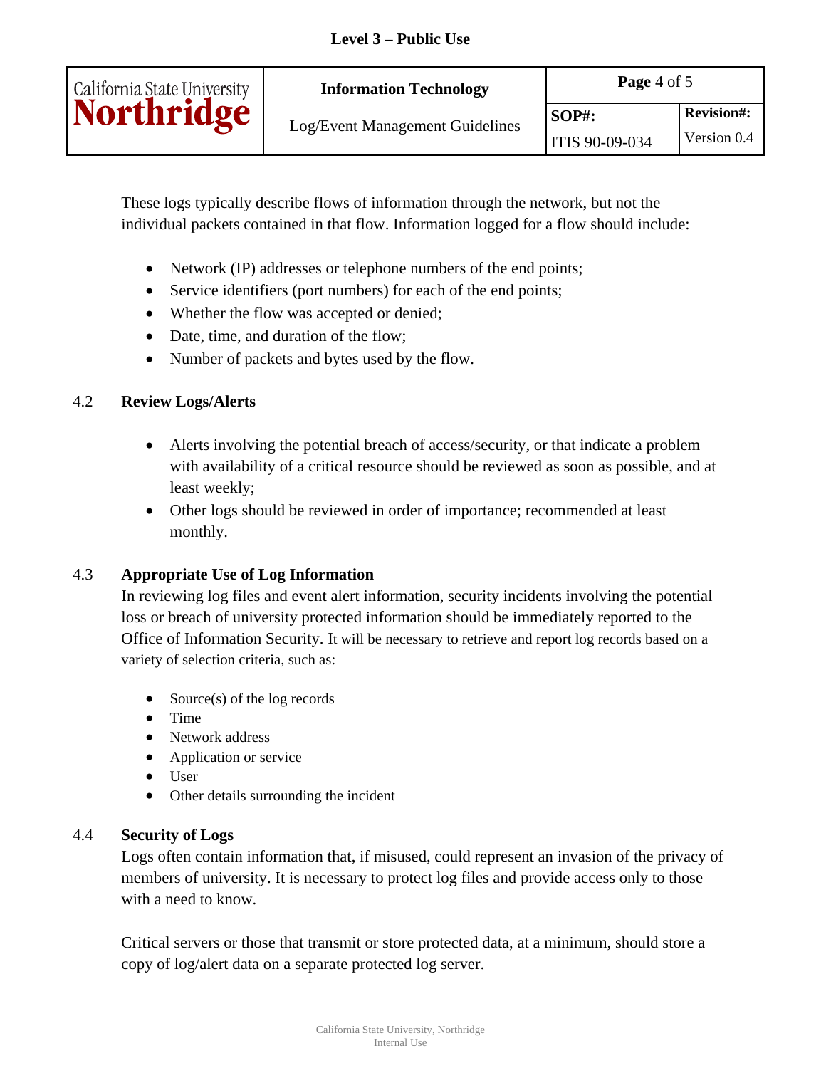These logs typically describe flows of information through the network, but not the individual packets contained in that flow. Information logged for a flow should include:

- Network (IP) addresses or telephone numbers of the end points;
- Service identifiers (port numbers) for each of the end points;
- Whether the flow was accepted or denied;
- Date, time, and duration of the flow;
- Number of packets and bytes used by the flow.

### 4.2 Review Logs/Alerts

- Alerts involving the potential breach of access/security, or that indicate a problem with availability of a critical resource should be reviewed as soon as possible, and at least weekly;
- Other logs should be reviewed in order of importance; recommended at least monthly.

### 4.3 Appropriate Use of Log Information

In reviewing log files and event alert information, security incidents involving the potential loss or breach of university protected information should be immediately reported to the Office of Information Security. It will be necessary to retrieve and report log records based on a variety of selection criteria, such as:

- Source(s) of the log records
- Time
- Network address
- Application or service
- User
- Other details surrounding the incident

### 4.4 Security of Logs

Logs often contain information that, if misused, could represent an invasion of the privacy of members of university. It is necessary to protect log files and provide access only to those with a need to know.

Critical servers or those that transmit or store protected data, at a minimum, should store a copy of log/alert data on a separate protected log server.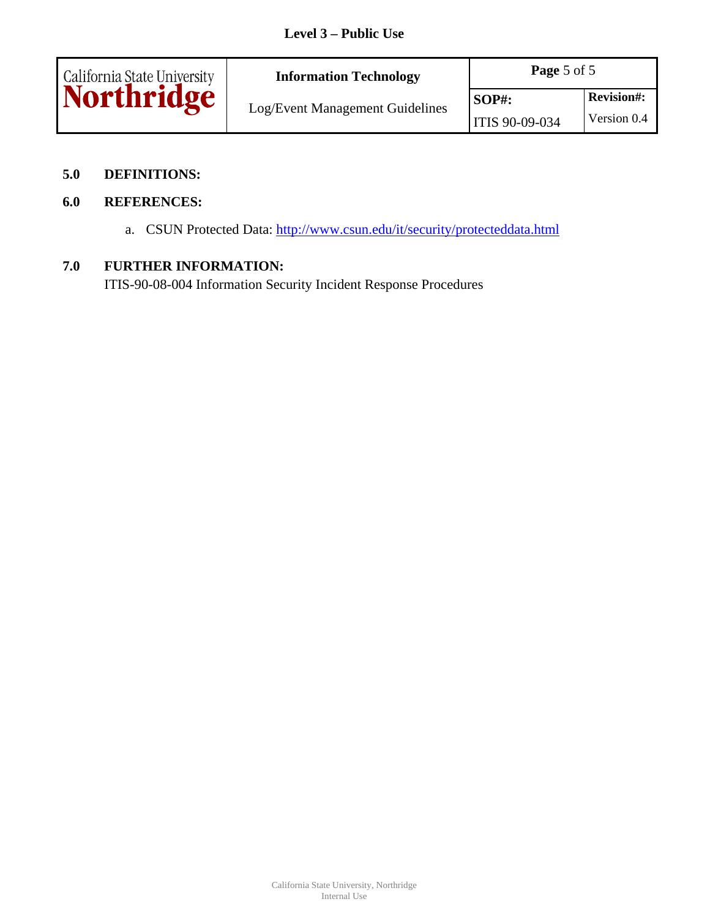## 5.0 DEFINITIONS:

## 6.0 REFERENCES:

a. CSUN Protected Data: http://www.csun.edu/it/security/protecteddata.html

## 7.0 FURTHER INFORMATION:

ITIS-90-08-004 Information Security Incident Response Procedures